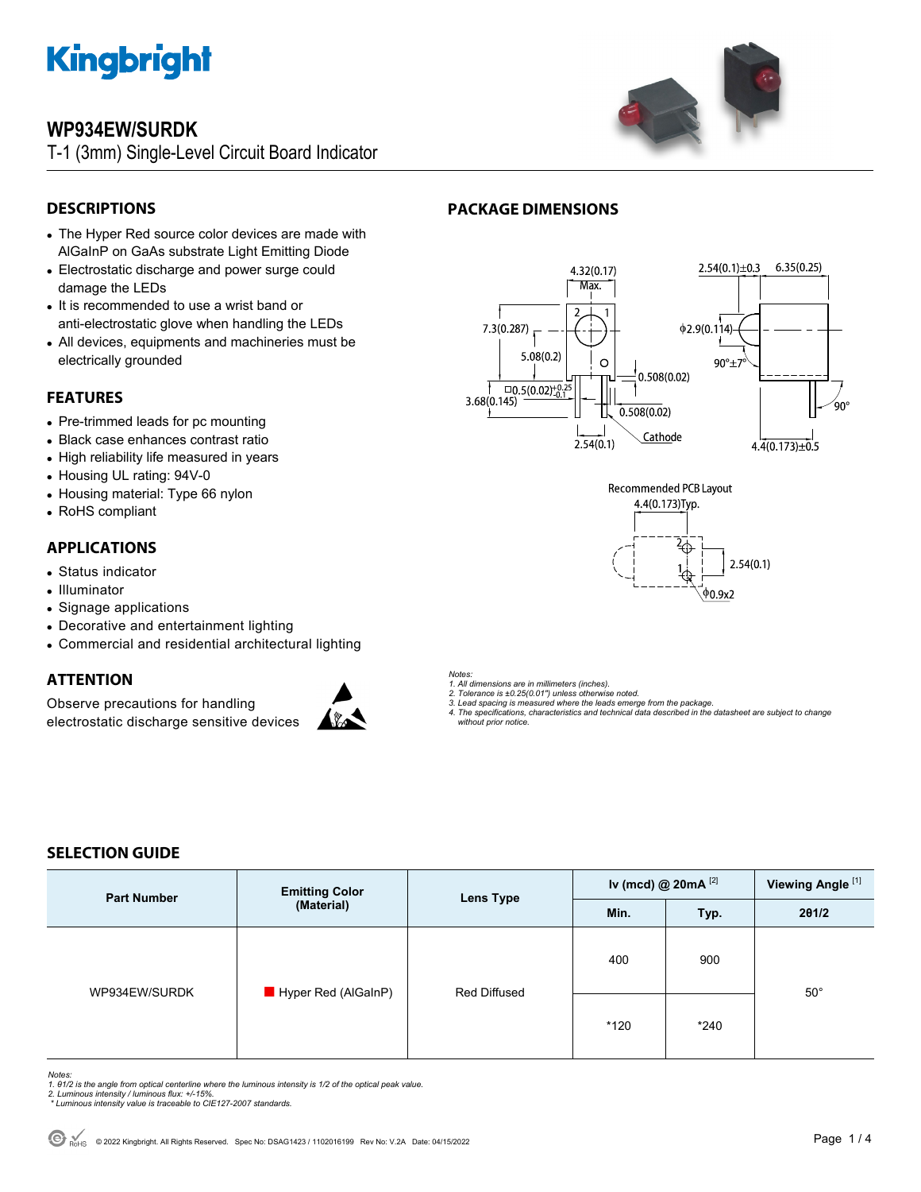# Kingbright

## WP934EW/SURDK

T-1 (3mm) Single-Level Circuit Board Indicator

## DESCRIPTIONS

- The Hyper Red source color devices are made with AlGaInP on GaAs substrate Light Emitting Diode
- Electrostatic discharge and power surge could damage the LEDs
- It is recommended to use a wrist band or anti-electrostatic glove when handling the LEDs
- All devices, equipments and machineries must be electrically grounded

## FEATURES

- Pre-trimmed leads for pc mounting
- Black case enhances contrast ratio
- High reliability life measured in years
- Housing UL rating: 94V-0
- Housing material: Type 66 nylon
- RoHS compliant

## APPLICATIONS

- Status indicator
- Illuminator
- Signage applications
- Decorative and entertainment lighting
- Commercial and residential architectural lighting

## ATTENTION

Observe precautions for handling electrostatic discharge sensitive devices

## PACKAGE DIMENSIONS

4.32(0.17) Max.  
2.54(0.1)±0.3  
6.35(0.25)  
7.3(0.287)  
5.08(0.2)  
φ2.9(0.114)  
90°±7°  
0.508(0.02)  
□0.5(0.02)$^{+0.25}_{-0.1}$  
3.68(0.145)  
0.508(0.02)  
90°  
Cathode  
2.54(0.1)  
4.4(0.173)±0.5

Recommended PCB Layout  
4.4(0.173)Typ.  
2.54(0.1)  
φ0.9x2

*Notes:*
*1. All dimensions are in millimeters (inches).*
*2. Tolerance is ±0.25(0.01") unless otherwise noted.*
*3. Lead spacing is measured where the leads emerge from the package.*
*4. The specifications, characteristics and technical data described in the datasheet are subject to change without prior notice.*

## SELECTION GUIDE

| Part Number | Emitting Color (Material) | Lens Type | Iv (mcd) @ 20mA [2] | | Viewing Angle [1] |
|---|---|---|---|---|---|
| | | | Min. | Typ. | 2θ1/2 |
| WP934EW/SURDK | Hyper Red (AlGaInP) | Red Diffused | 400 | 900 | 50° |
| | | | *120 | *240 | |

*Notes:*
*1. θ1/2 is the angle from optical centerline where the luminous intensity is 1/2 of the optical peak value.*
*2. Luminous intensity / luminous flux: +/-15%.*
*\* Luminous intensity value is traceable to CIE127-2007 standards.*

© 2022 Kingbright. All Rights Reserved. Spec No: DSAG1423 / 1102016199 Rev No: V.2A Date: 04/15/2022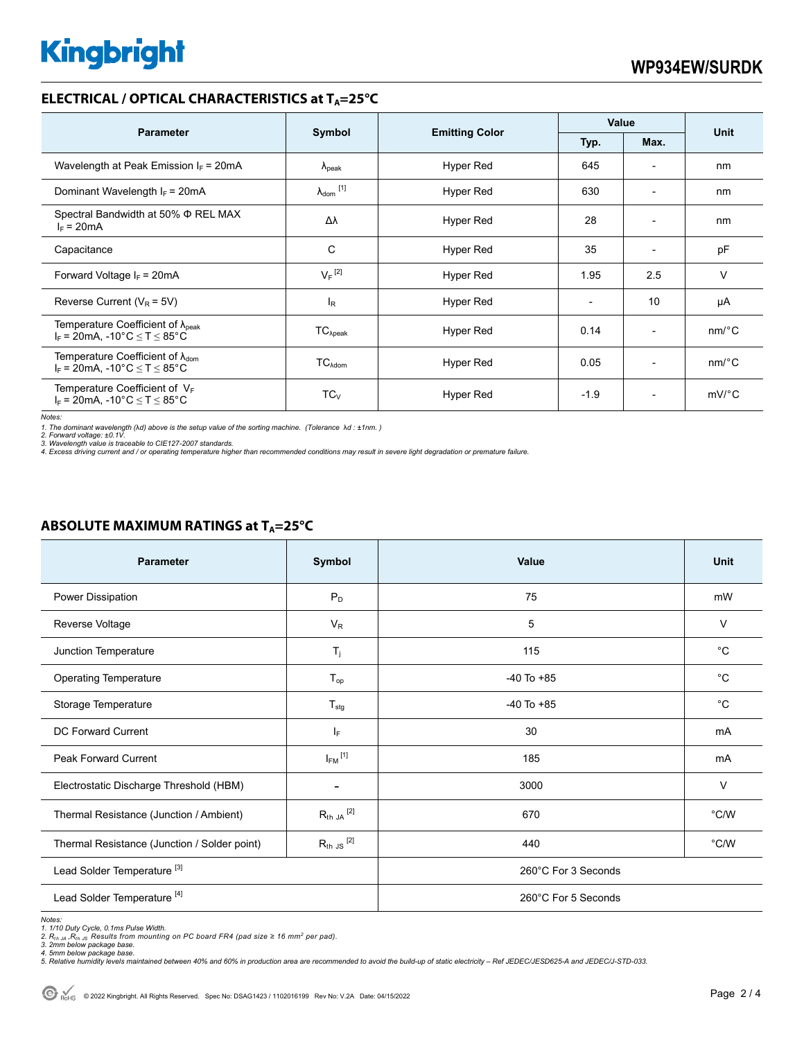## ELECTRICAL / OPTICAL CHARACTERISTICS at $T_A$=25°C

| Parameter | Symbol | Emitting Color | Value | | Unit |
|---|---|---|---|---|---|
| | | | Typ. | Max. | |
| Wavelength at Peak Emission $I_F$ = 20mA | $\lambda_{peak}$ | Hyper Red | 645 | - | nm |
| Dominant Wavelength $I_F$ = 20mA | $\lambda_{dom}$ [1] | Hyper Red | 630 | - | nm |
| Spectral Bandwidth at 50% Φ REL MAX $I_F$ = 20mA | Δλ | Hyper Red | 28 | - | nm |
| Capacitance | C | Hyper Red | 35 | - | pF |
| Forward Voltage $I_F$ = 20mA | $V_F$ [2] | Hyper Red | 1.95 | 2.5 | V |
| Reverse Current ($V_R$ = 5V) | $I_R$ | Hyper Red | - | 10 | μA |
| Temperature Coefficient of $\lambda_{peak}$ $I_F$ = 20mA, -10°C ≤ T ≤ 85°C | $TC_{\lambda peak}$ | Hyper Red | 0.14 | - | nm/°C |
| Temperature Coefficient of $\lambda_{dom}$ $I_F$ = 20mA, -10°C ≤ T ≤ 85°C | $TC_{\lambda dom}$ | Hyper Red | 0.05 | - | nm/°C |
| Temperature Coefficient of $V_F$ $I_F$ = 20mA, -10°C ≤ T ≤ 85°C | $TC_V$ | Hyper Red | -1.9 | - | mV/°C |

*Notes:*
*1. The dominant wavelength (λd) above is the setup value of the sorting machine. (Tolerance λd : ±1nm. )*
*2. Forward voltage: ±0.1V.*
*3. Wavelength value is traceable to CIE127-2007 standards.*
*4. Excess driving current and / or operating temperature higher than recommended conditions may result in severe light degradation or premature failure.*

## ABSOLUTE MAXIMUM RATINGS at $T_A$=25°C

| Parameter | Symbol | Value | Unit |
|---|---|---|---|
| Power Dissipation | $P_D$ | 75 | mW |
| Reverse Voltage | $V_R$ | 5 | V |
| Junction Temperature | $T_j$ | 115 | °C |
| Operating Temperature | $T_{op}$ | -40 To +85 | °C |
| Storage Temperature | $T_{stg}$ | -40 To +85 | °C |
| DC Forward Current | $I_F$ | 30 | mA |
| Peak Forward Current | $I_{FM}$ [1] | 185 | mA |
| Electrostatic Discharge Threshold (HBM) | - | 3000 | V |
| Thermal Resistance (Junction / Ambient) | $R_{th\ JA}$ [2] | 670 | °C/W |
| Thermal Resistance (Junction / Solder point) | $R_{th\ JS}$ [2] | 440 | °C/W |
| Lead Solder Temperature [3] | | 260°C For 3 Seconds | |
| Lead Solder Temperature [4] | | 260°C For 5 Seconds | |

*Notes:*
*1. 1/10 Duty Cycle, 0.1ms Pulse Width.*
*2. $R_{th\ JA}$ ,$R_{th\ JS}$ Results from mounting on PC board FR4 (pad size ≥ 16 mm² per pad).*
*3. 2mm below package base.*
*4. 5mm below package base.*
*5. Relative humidity levels maintained between 40% and 60% in production area are recommended to avoid the build-up of static electricity – Ref JEDEC/JESD625-A and JEDEC/J-STD-033.*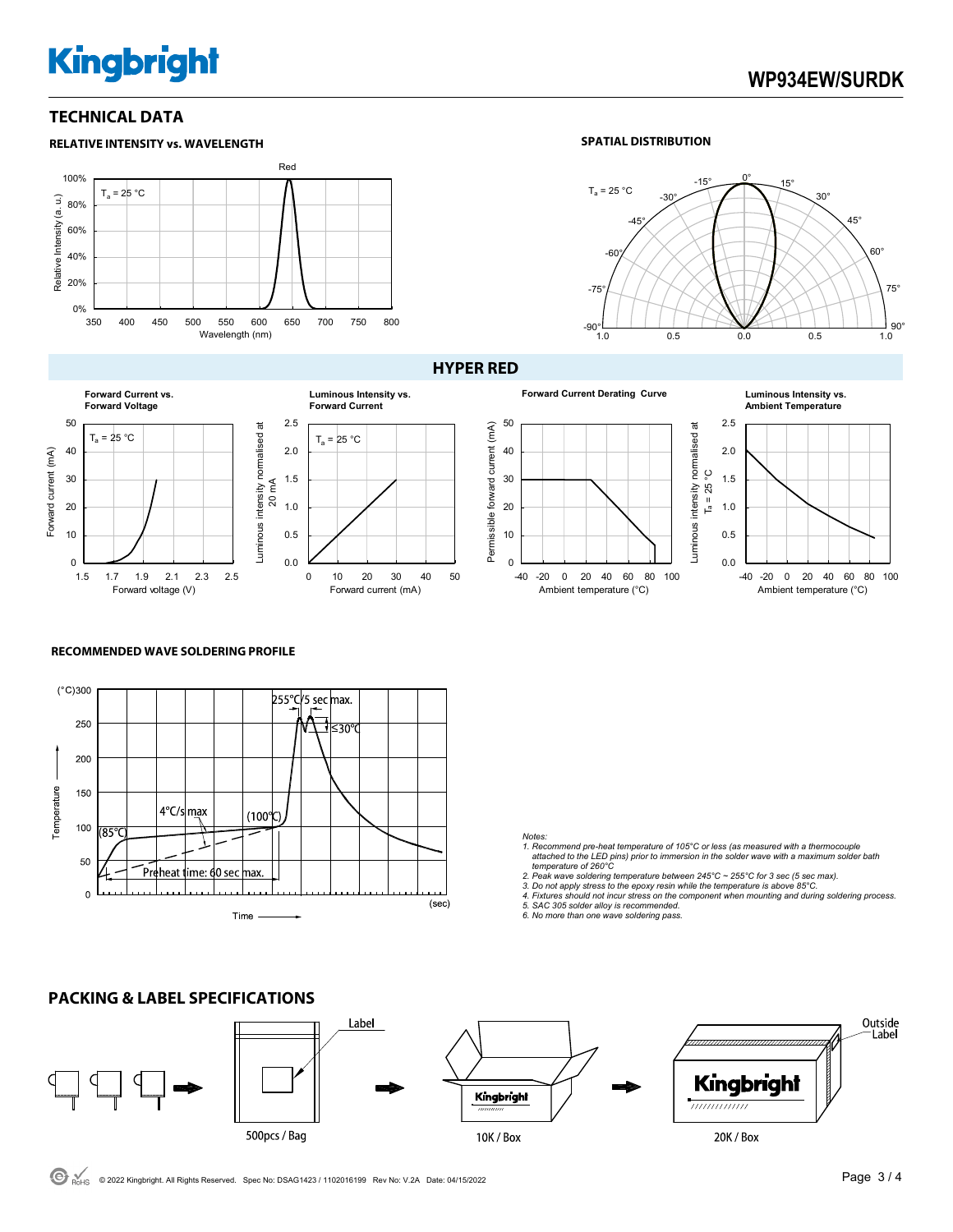## TECHNICAL DATA

### RELATIVE INTENSITY vs. WAVELENGTH

### SPATIAL DISTRIBUTION

## HYPER RED

Forward Current vs. Forward Voltage

Luminous Intensity vs. Forward Current

Forward Current Derating Curve

Luminous Intensity vs. Ambient Temperature

### RECOMMENDED WAVE SOLDERING PROFILE

*Notes:*
1. *Recommend pre-heat temperature of 105°C or less (as measured with a thermocouple attached to the LED pins) prior to immersion in the solder wave with a maximum solder bath temperature of 260°C*
2. *Peak wave soldering temperature between 245°C ~ 255°C for 3 sec (5 sec max).*
3. *Do not apply stress to the epoxy resin while the temperature is above 85°C.*
4. *Fixtures should not incur stress on the component when mounting and during soldering process.*
5. *SAC 305 solder alloy is recommended.*
6. *No more than one wave soldering pass.*

## PACKING & LABEL SPECIFICATIONS

500pcs / Bag → 10K / Box → 20K / Box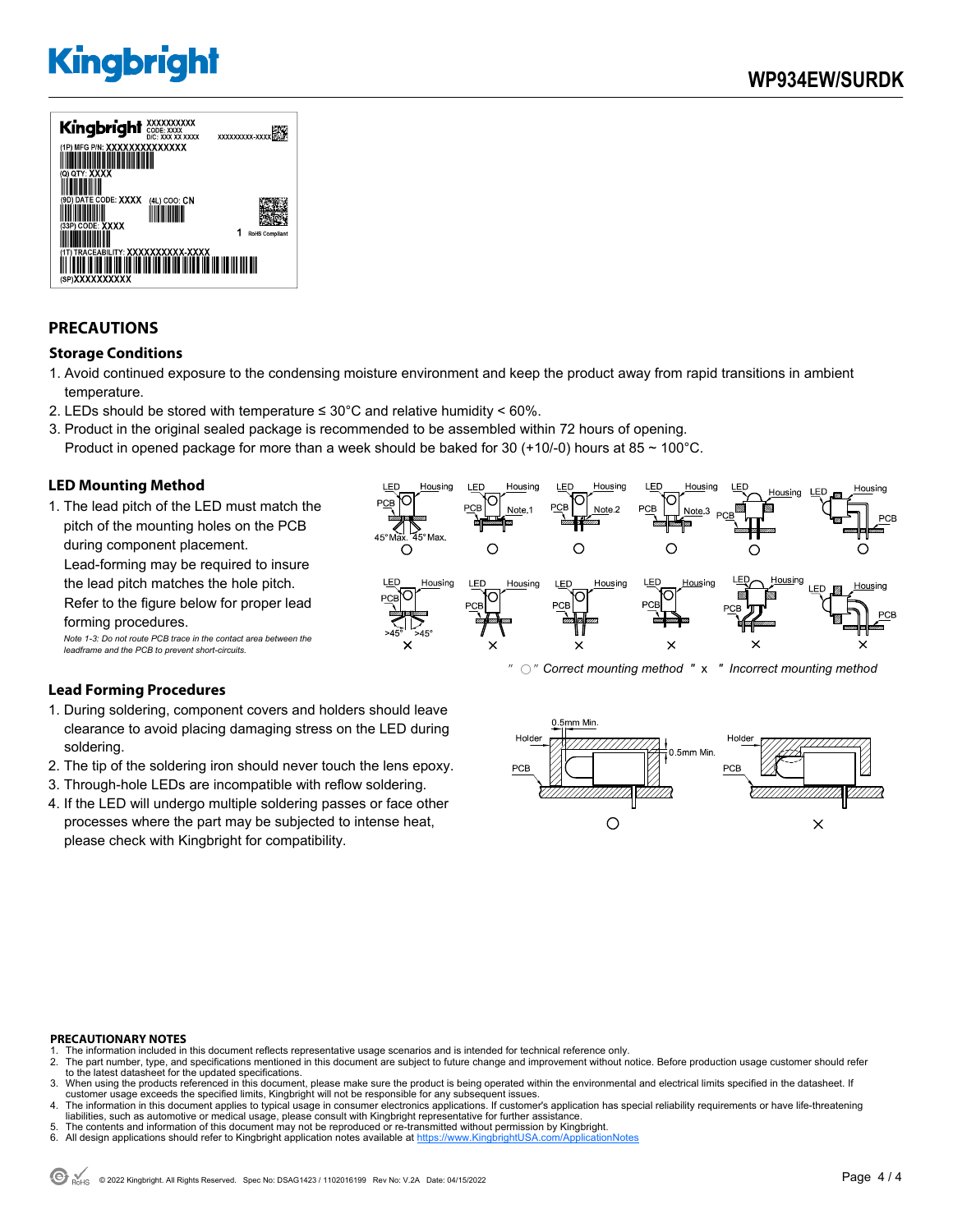## PRECAUTIONS

### Storage Conditions

1. Avoid continued exposure to the condensing moisture environment and keep the product away from rapid transitions in ambient temperature.
2. LEDs should be stored with temperature ≤ 30°C and relative humidity < 60%.
3. Product in the original sealed package is recommended to be assembled within 72 hours of opening. Product in opened package for more than a week should be baked for 30 (+10/-0) hours at 85 ~ 100°C.

### LED Mounting Method

1. The lead pitch of the LED must match the pitch of the mounting holes on the PCB during component placement. Lead-forming may be required to insure the lead pitch matches the hole pitch. Refer to the figure below for proper lead forming procedures.

*Note 1-3: Do not route PCB trace in the contact area between the leadframe and the PCB to prevent short-circuits.*

LED Housing PCB 45° Max. 45° Max.

Note.1 Note.2 Note.3

>45° >45°

*" ○ " Correct mounting method " x " Incorrect mounting method*

### Lead Forming Procedures

1. During soldering, component covers and holders should leave clearance to avoid placing damaging stress on the LED during soldering.
2. The tip of the soldering iron should never touch the lens epoxy.
3. Through-hole LEDs are incompatible with reflow soldering.
4. If the LED will undergo multiple soldering passes or face other processes where the part may be subjected to intense heat, please check with Kingbright for compatibility.

0.5mm Min.
Holder
0.5mm Min.
PCB

#### PRECAUTIONARY NOTES

1. The information included in this document reflects representative usage scenarios and is intended for technical reference only.
2. The part number, type, and specifications mentioned in this document are subject to future change and improvement without notice. Before production usage customer should refer to the latest datasheet for the updated specifications.
3. When using the products referenced in this document, please make sure the product is being operated within the environmental and electrical limits specified in the datasheet. If customer usage exceeds the specified limits, Kingbright will not be responsible for any subsequent issues.
4. The information in this document applies to typical usage in consumer electronics applications. If customer's application has special reliability requirements or have life-threatening liabilities, such as automotive or medical usage, please consult with Kingbright representative for further assistance.
5. The contents and information of this document may not be reproduced or re-transmitted without permission by Kingbright.
6. All design applications should refer to Kingbright application notes available at https://www.KingbrightUSA.com/ApplicationNotes

© 2022 Kingbright. All Rights Reserved. Spec No: DSAG1423 / 1102016199 Rev No: V.2A Date: 04/15/2022